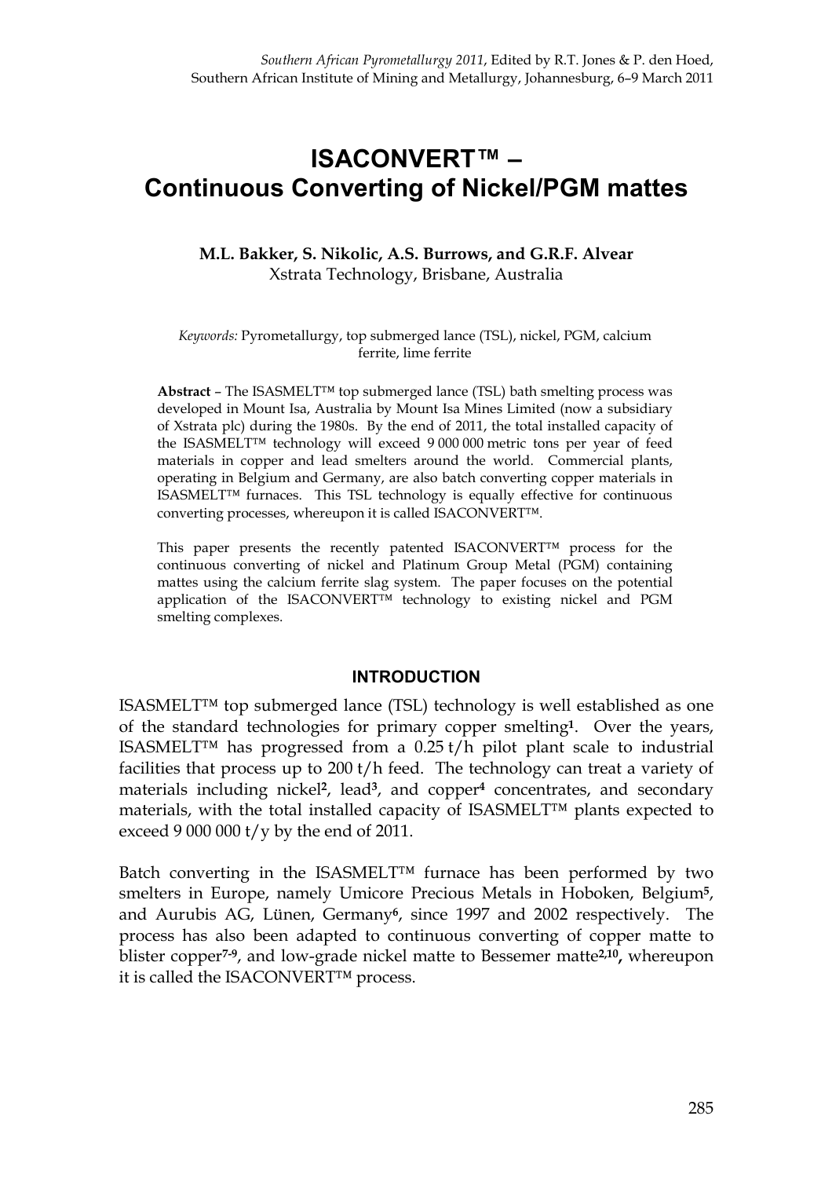# ISACONVERT™ – Continuous Converting of Nickel/PGM mattes

**M.L. Bakker, S. Nikolic, A.S. Burrows, and G.R.F. Alvear**
Xstrata Technology, Brisbane, Australia

*Keywords:* Pyrometallurgy, top submerged lance (TSL), nickel, PGM, calcium ferrite, lime ferrite

**Abstract** – The ISASMELT™ top submerged lance (TSL) bath smelting process was developed in Mount Isa, Australia by Mount Isa Mines Limited (now a subsidiary of Xstrata plc) during the 1980s. By the end of 2011, the total installed capacity of the ISASMELT™ technology will exceed 9 000 000 metric tons per year of feed materials in copper and lead smelters around the world. Commercial plants, operating in Belgium and Germany, are also batch converting copper materials in ISASMELT™ furnaces. This TSL technology is equally effective for continuous converting processes, whereupon it is called ISACONVERT™.

This paper presents the recently patented ISACONVERT™ process for the continuous converting of nickel and Platinum Group Metal (PGM) containing mattes using the calcium ferrite slag system. The paper focuses on the potential application of the ISACONVERT™ technology to existing nickel and PGM smelting complexes.

## INTRODUCTION

ISASMELT™ top submerged lance (TSL) technology is well established as one of the standard technologies for primary copper smelting[1]. Over the years, ISASMELT™ has progressed from a 0.25 t/h pilot plant scale to industrial facilities that process up to 200 t/h feed. The technology can treat a variety of materials including nickel[2], lead[3], and copper[4] concentrates, and secondary materials, with the total installed capacity of ISASMELT™ plants expected to exceed 9 000 000 t/y by the end of 2011.

Batch converting in the ISASMELT™ furnace has been performed by two smelters in Europe, namely Umicore Precious Metals in Hoboken, Belgium[5], and Aurubis AG, Lünen, Germany[6], since 1997 and 2002 respectively. The process has also been adapted to continuous converting of copper matte to blister copper[7-9], and low-grade nickel matte to Bessemer matte[2,10], whereupon it is called the ISACONVERT™ process.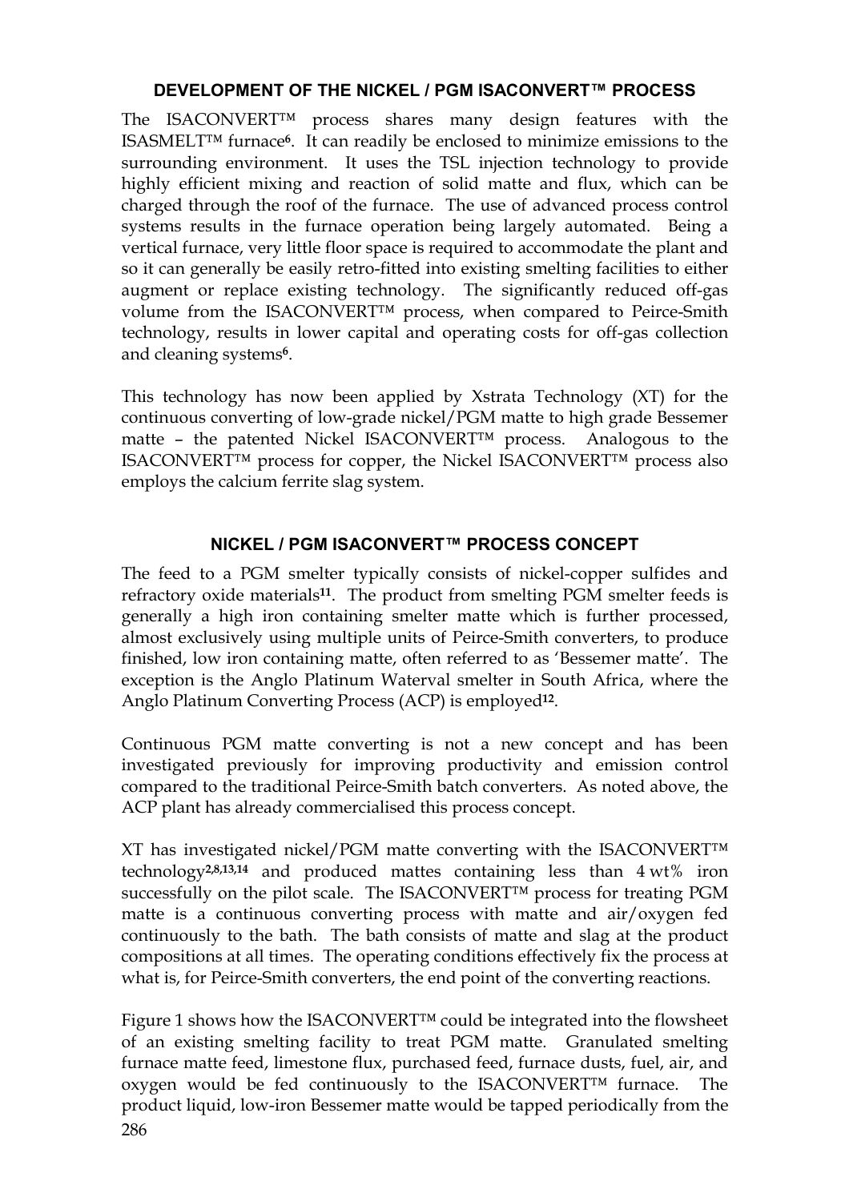## DEVELOPMENT OF THE NICKEL / PGM ISACONVERT™ PROCESS

The ISACONVERT™ process shares many design features with the ISASMELT™ furnace[6]. It can readily be enclosed to minimize emissions to the surrounding environment. It uses the TSL injection technology to provide highly efficient mixing and reaction of solid matte and flux, which can be charged through the roof of the furnace. The use of advanced process control systems results in the furnace operation being largely automated. Being a vertical furnace, very little floor space is required to accommodate the plant and so it can generally be easily retro-fitted into existing smelting facilities to either augment or replace existing technology. The significantly reduced off-gas volume from the ISACONVERT™ process, when compared to Peirce-Smith technology, results in lower capital and operating costs for off-gas collection and cleaning systems[6].

This technology has now been applied by Xstrata Technology (XT) for the continuous converting of low-grade nickel/PGM matte to high grade Bessemer matte – the patented Nickel ISACONVERT™ process. Analogous to the ISACONVERT™ process for copper, the Nickel ISACONVERT™ process also employs the calcium ferrite slag system.

## NICKEL / PGM ISACONVERT™ PROCESS CONCEPT

The feed to a PGM smelter typically consists of nickel-copper sulfides and refractory oxide materials[11]. The product from smelting PGM smelter feeds is generally a high iron containing smelter matte which is further processed, almost exclusively using multiple units of Peirce-Smith converters, to produce finished, low iron containing matte, often referred to as 'Bessemer matte'. The exception is the Anglo Platinum Waterval smelter in South Africa, where the Anglo Platinum Converting Process (ACP) is employed[12].

Continuous PGM matte converting is not a new concept and has been investigated previously for improving productivity and emission control compared to the traditional Peirce-Smith batch converters. As noted above, the ACP plant has already commercialised this process concept.

XT has investigated nickel/PGM matte converting with the ISACONVERT™ technology[2,8,13,14] and produced mattes containing less than 4 wt% iron successfully on the pilot scale. The ISACONVERT™ process for treating PGM matte is a continuous converting process with matte and air/oxygen fed continuously to the bath. The bath consists of matte and slag at the product compositions at all times. The operating conditions effectively fix the process at what is, for Peirce-Smith converters, the end point of the converting reactions.

Figure 1 shows how the ISACONVERT™ could be integrated into the flowsheet of an existing smelting facility to treat PGM matte. Granulated smelting furnace matte feed, limestone flux, purchased feed, furnace dusts, fuel, air, and oxygen would be fed continuously to the ISACONVERT™ furnace. The product liquid, low-iron Bessemer matte would be tapped periodically from the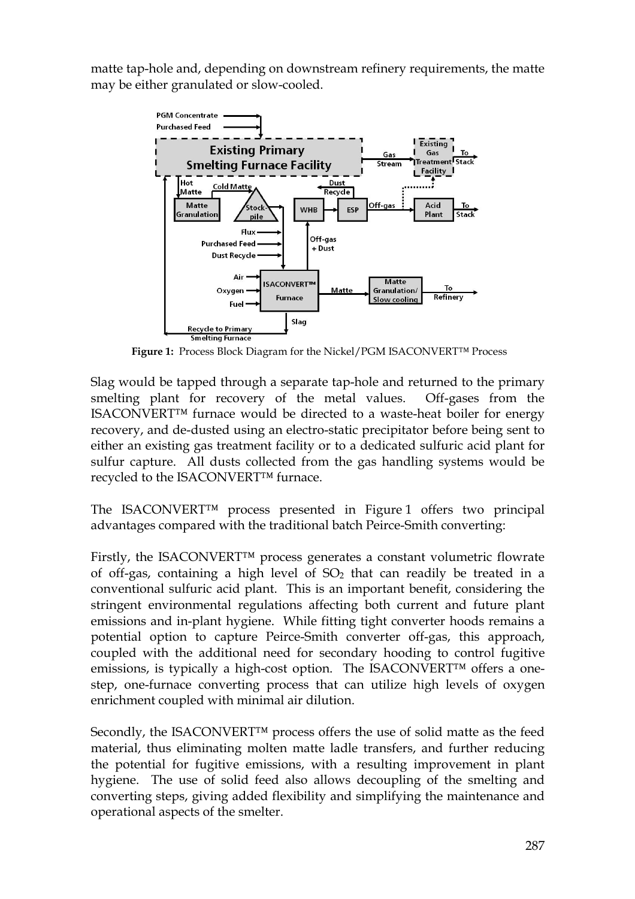matte tap-hole and, depending on downstream refinery requirements, the matte may be either granulated or slow-cooled.

**Figure 1:** Process Block Diagram for the Nickel/PGM ISACONVERT™ Process

Slag would be tapped through a separate tap-hole and returned to the primary smelting plant for recovery of the metal values. Off-gases from the ISACONVERT™ furnace would be directed to a waste-heat boiler for energy recovery, and de-dusted using an electro-static precipitator before being sent to either an existing gas treatment facility or to a dedicated sulfuric acid plant for sulfur capture. All dusts collected from the gas handling systems would be recycled to the ISACONVERT™ furnace.

The ISACONVERT™ process presented in Figure 1 offers two principal advantages compared with the traditional batch Peirce-Smith converting:

Firstly, the ISACONVERT™ process generates a constant volumetric flowrate of off-gas, containing a high level of $SO_2$ that can readily be treated in a conventional sulfuric acid plant. This is an important benefit, considering the stringent environmental regulations affecting both current and future plant emissions and in-plant hygiene. While fitting tight converter hoods remains a potential option to capture Peirce-Smith converter off-gas, this approach, coupled with the additional need for secondary hooding to control fugitive emissions, is typically a high-cost option. The ISACONVERT™ offers a one-step, one-furnace converting process that can utilize high levels of oxygen enrichment coupled with minimal air dilution.

Secondly, the ISACONVERT™ process offers the use of solid matte as the feed material, thus eliminating molten matte ladle transfers, and further reducing the potential for fugitive emissions, with a resulting improvement in plant hygiene. The use of solid feed also allows decoupling of the smelting and converting steps, giving added flexibility and simplifying the maintenance and operational aspects of the smelter.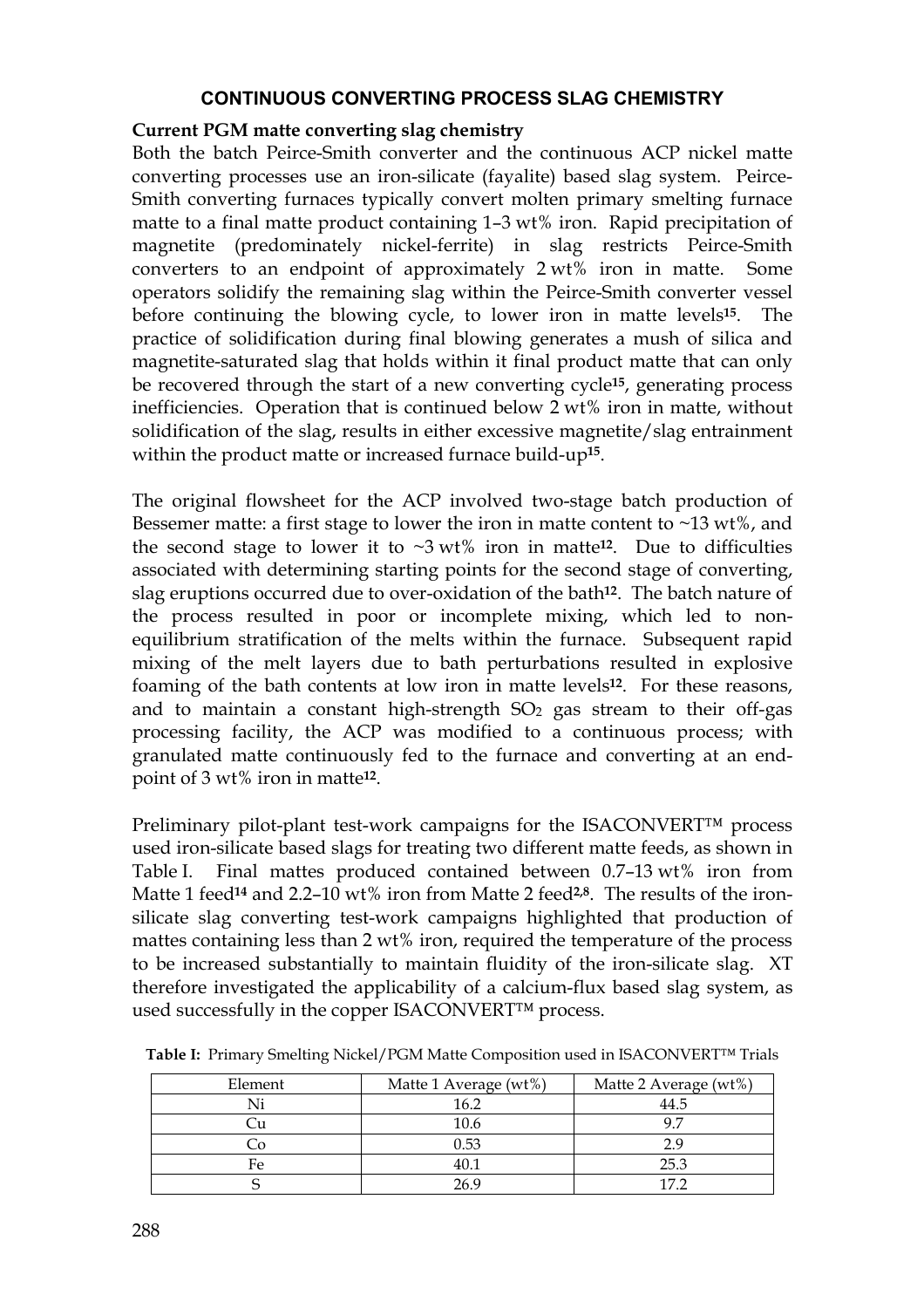## CONTINUOUS CONVERTING PROCESS SLAG CHEMISTRY

**Current PGM matte converting slag chemistry**

Both the batch Peirce-Smith converter and the continuous ACP nickel matte converting processes use an iron-silicate (fayalite) based slag system. Peirce-Smith converting furnaces typically convert molten primary smelting furnace matte to a final matte product containing 1–3 wt% iron. Rapid precipitation of magnetite (predominately nickel-ferrite) in slag restricts Peirce-Smith converters to an endpoint of approximately 2 wt% iron in matte. Some operators solidify the remaining slag within the Peirce-Smith converter vessel before continuing the blowing cycle, to lower iron in matte levels[15]. The practice of solidification during final blowing generates a mush of silica and magnetite-saturated slag that holds within it final product matte that can only be recovered through the start of a new converting cycle[15], generating process inefficiencies. Operation that is continued below 2 wt% iron in matte, without solidification of the slag, results in either excessive magnetite/slag entrainment within the product matte or increased furnace build-up[15].

The original flowsheet for the ACP involved two-stage batch production of Bessemer matte: a first stage to lower the iron in matte content to ~13 wt%, and the second stage to lower it to ~3 wt% iron in matte[12]. Due to difficulties associated with determining starting points for the second stage of converting, slag eruptions occurred due to over-oxidation of the bath[12]. The batch nature of the process resulted in poor or incomplete mixing, which led to non-equilibrium stratification of the melts within the furnace. Subsequent rapid mixing of the melt layers due to bath perturbations resulted in explosive foaming of the bath contents at low iron in matte levels[12]. For these reasons, and to maintain a constant high-strength $SO_2$ gas stream to their off-gas processing facility, the ACP was modified to a continuous process; with granulated matte continuously fed to the furnace and converting at an end-point of 3 wt% iron in matte[12].

Preliminary pilot-plant test-work campaigns for the ISACONVERT™ process used iron-silicate based slags for treating two different matte feeds, as shown in Table I. Final mattes produced contained between 0.7–13 wt% iron from Matte 1 feed[14] and 2.2–10 wt% iron from Matte 2 feed[2,8]. The results of the iron-silicate slag converting test-work campaigns highlighted that production of mattes containing less than 2 wt% iron, required the temperature of the process to be increased substantially to maintain fluidity of the iron-silicate slag. XT therefore investigated the applicability of a calcium-flux based slag system, as used successfully in the copper ISACONVERT™ process.

**Table I:** Primary Smelting Nickel/PGM Matte Composition used in ISACONVERT™ Trials

| Element | Matte 1 Average (wt%) | Matte 2 Average (wt%) |
|---|---|---|
| Ni | 16.2 | 44.5 |
| Cu | 10.6 | 9.7 |
| Co | 0.53 | 2.9 |
| Fe | 40.1 | 25.3 |
| S | 26.9 | 17.2 |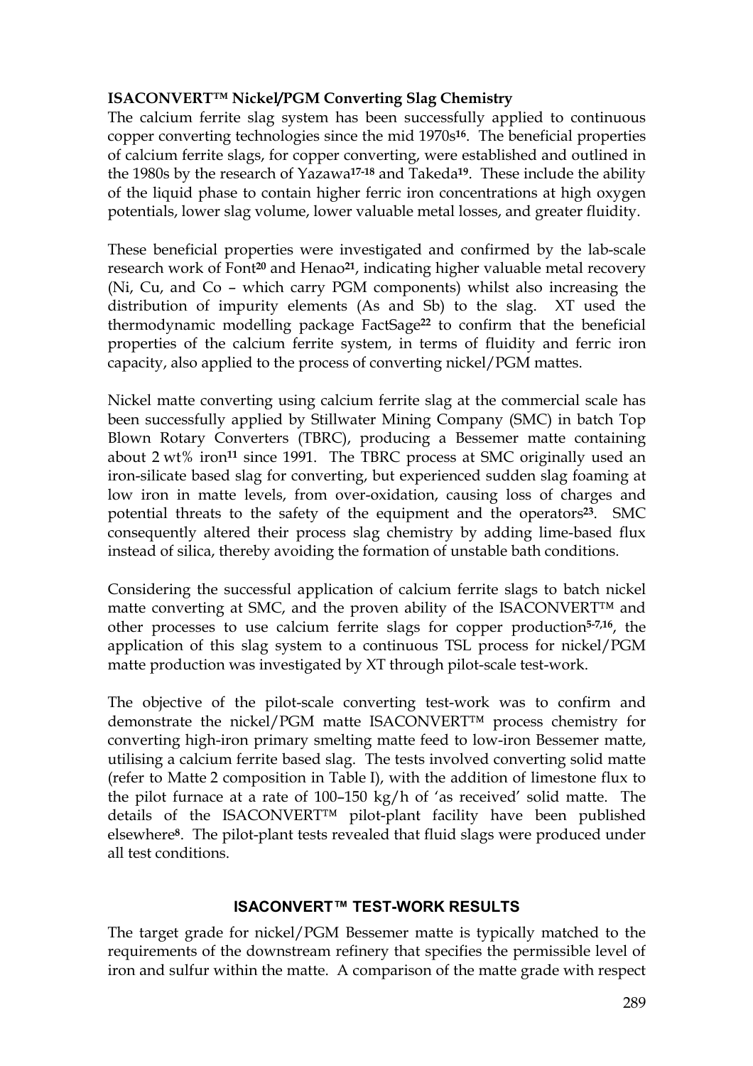### ISACONVERT™ Nickel/PGM Converting Slag Chemistry

The calcium ferrite slag system has been successfully applied to continuous copper converting technologies since the mid 1970s[16]. The beneficial properties of calcium ferrite slags, for copper converting, were established and outlined in the 1980s by the research of Yazawa[17-18] and Takeda[19]. These include the ability of the liquid phase to contain higher ferric iron concentrations at high oxygen potentials, lower slag volume, lower valuable metal losses, and greater fluidity.

These beneficial properties were investigated and confirmed by the lab-scale research work of Font[20] and Henao[21], indicating higher valuable metal recovery (Ni, Cu, and Co – which carry PGM components) whilst also increasing the distribution of impurity elements (As and Sb) to the slag. XT used the thermodynamic modelling package FactSage[22] to confirm that the beneficial properties of the calcium ferrite system, in terms of fluidity and ferric iron capacity, also applied to the process of converting nickel/PGM mattes.

Nickel matte converting using calcium ferrite slag at the commercial scale has been successfully applied by Stillwater Mining Company (SMC) in batch Top Blown Rotary Converters (TBRC), producing a Bessemer matte containing about 2 wt% iron[11] since 1991. The TBRC process at SMC originally used an iron-silicate based slag for converting, but experienced sudden slag foaming at low iron in matte levels, from over-oxidation, causing loss of charges and potential threats to the safety of the equipment and the operators[23]. SMC consequently altered their process slag chemistry by adding lime-based flux instead of silica, thereby avoiding the formation of unstable bath conditions.

Considering the successful application of calcium ferrite slags to batch nickel matte converting at SMC, and the proven ability of the ISACONVERT™ and other processes to use calcium ferrite slags for copper production[5-7,16], the application of this slag system to a continuous TSL process for nickel/PGM matte production was investigated by XT through pilot-scale test-work.

The objective of the pilot-scale converting test-work was to confirm and demonstrate the nickel/PGM matte ISACONVERT™ process chemistry for converting high-iron primary smelting matte feed to low-iron Bessemer matte, utilising a calcium ferrite based slag. The tests involved converting solid matte (refer to Matte 2 composition in Table I), with the addition of limestone flux to the pilot furnace at a rate of 100–150 kg/h of 'as received' solid matte. The details of the ISACONVERT™ pilot-plant facility have been published elsewhere[8]. The pilot-plant tests revealed that fluid slags were produced under all test conditions.

## ISACONVERT™ TEST-WORK RESULTS

The target grade for nickel/PGM Bessemer matte is typically matched to the requirements of the downstream refinery that specifies the permissible level of iron and sulfur within the matte. A comparison of the matte grade with respect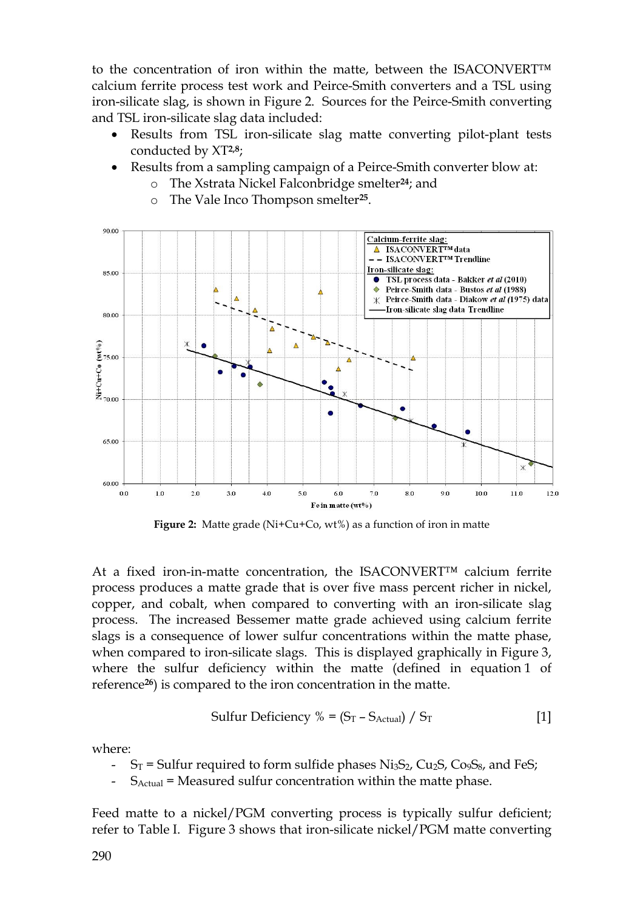to the concentration of iron within the matte, between the ISACONVERT™ calcium ferrite process test work and Peirce-Smith converters and a TSL using iron-silicate slag, is shown in Figure 2. Sources for the Peirce-Smith converting and TSL iron-silicate slag data included:

- Results from TSL iron-silicate slag matte converting pilot-plant tests conducted by XT[2,8];
- Results from a sampling campaign of a Peirce-Smith converter blow at:
  - The Xstrata Nickel Falconbridge smelter[24]; and
  - The Vale Inco Thompson smelter[25].

**Figure 2:** Matte grade (Ni+Cu+Co, wt%) as a function of iron in matte

At a fixed iron-in-matte concentration, the ISACONVERT™ calcium ferrite process produces a matte grade that is over five mass percent richer in nickel, copper, and cobalt, when compared to converting with an iron-silicate slag process. The increased Bessemer matte grade achieved using calcium ferrite slags is a consequence of lower sulfur concentrations within the matte phase, when compared to iron-silicate slags. This is displayed graphically in Figure 3, where the sulfur deficiency within the matte (defined in equation 1 of reference[26]) is compared to the iron concentration in the matte.

$$\text{Sulfur Deficiency \%} = (S_T - S_{Actual}) / S_T \qquad [1]$$

where:

- $S_T$ = Sulfur required to form sulfide phases $Ni_3S_2$, $Cu_2S$, $Co_9S_8$, and FeS;
- $S_{Actual}$ = Measured sulfur concentration within the matte phase.

Feed matte to a nickel/PGM converting process is typically sulfur deficient; refer to Table I. Figure 3 shows that iron-silicate nickel/PGM matte converting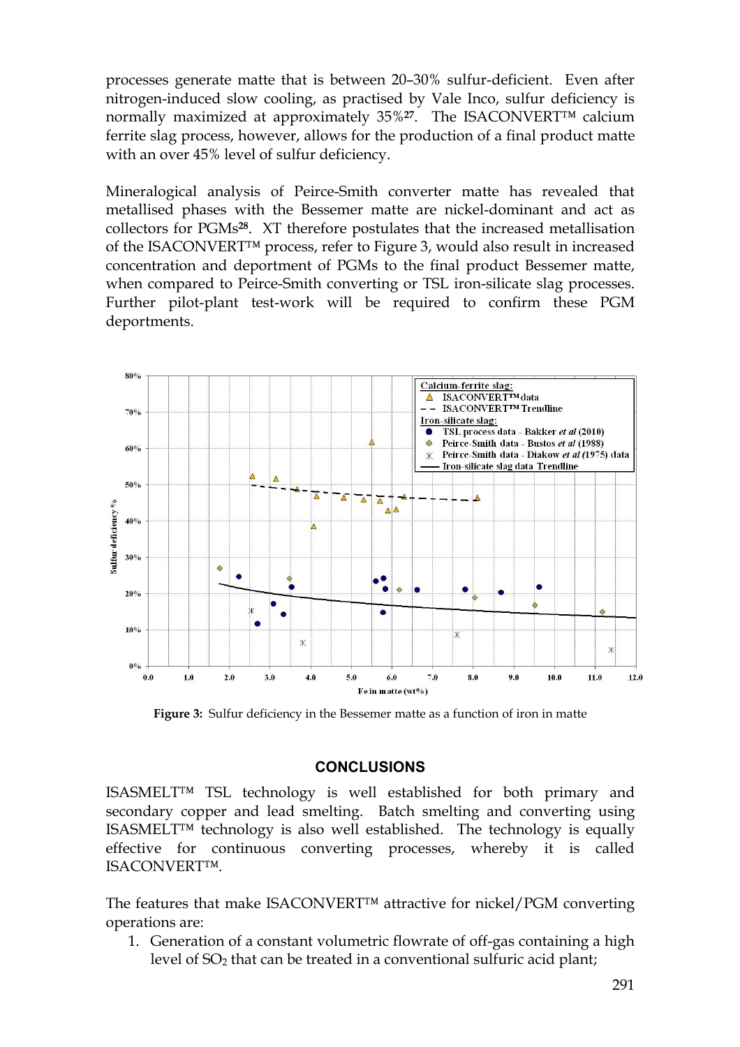processes generate matte that is between 20–30% sulfur-deficient. Even after nitrogen-induced slow cooling, as practised by Vale Inco, sulfur deficiency is normally maximized at approximately 35%[27]. The ISACONVERT™ calcium ferrite slag process, however, allows for the production of a final product matte with an over 45% level of sulfur deficiency.

Mineralogical analysis of Peirce-Smith converter matte has revealed that metallised phases with the Bessemer matte are nickel-dominant and act as collectors for PGMs[28]. XT therefore postulates that the increased metallisation of the ISACONVERT™ process, refer to Figure 3, would also result in increased concentration and deportment of PGMs to the final product Bessemer matte, when compared to Peirce-Smith converting or TSL iron-silicate slag processes. Further pilot-plant test-work will be required to confirm these PGM deportments.

**Figure 3:** Sulfur deficiency in the Bessemer matte as a function of iron in matte

## CONCLUSIONS

ISASMELT™ TSL technology is well established for both primary and secondary copper and lead smelting. Batch smelting and converting using ISASMELT™ technology is also well established. The technology is equally effective for continuous converting processes, whereby it is called ISACONVERT™.

The features that make ISACONVERT™ attractive for nickel/PGM converting operations are:

1. Generation of a constant volumetric flowrate of off-gas containing a high level of $SO_2$ that can be treated in a conventional sulfuric acid plant;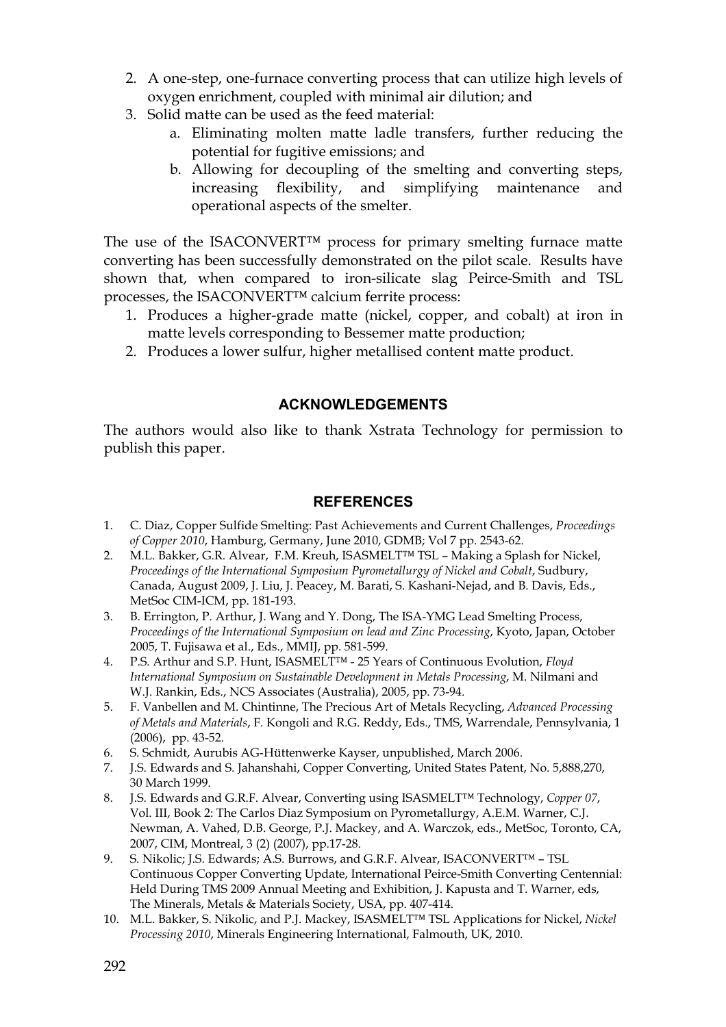2. A one-step, one-furnace converting process that can utilize high levels of oxygen enrichment, coupled with minimal air dilution; and
3. Solid matte can be used as the feed material:
   a. Eliminating molten matte ladle transfers, further reducing the potential for fugitive emissions; and
   b. Allowing for decoupling of the smelting and converting steps, increasing flexibility, and simplifying maintenance and operational aspects of the smelter.

The use of the ISACONVERT™ process for primary smelting furnace matte converting has been successfully demonstrated on the pilot scale. Results have shown that, when compared to iron-silicate slag Peirce-Smith and TSL processes, the ISACONVERT™ calcium ferrite process:

1. Produces a higher-grade matte (nickel, copper, and cobalt) at iron in matte levels corresponding to Bessemer matte production;
2. Produces a lower sulfur, higher metallised content matte product.

## ACKNOWLEDGEMENTS

The authors would also like to thank Xstrata Technology for permission to publish this paper.

## REFERENCES

1. C. Diaz, Copper Sulfide Smelting: Past Achievements and Current Challenges, *Proceedings of Copper 2010*, Hamburg, Germany, June 2010, GDMB; Vol 7 pp. 2543-62.
2. M.L. Bakker, G.R. Alvear, F.M. Kreuh, ISASMELT™ TSL – Making a Splash for Nickel, *Proceedings of the International Symposium Pyrometallurgy of Nickel and Cobalt*, Sudbury, Canada, August 2009, J. Liu, J. Peacey, M. Barati, S. Kashani-Nejad, and B. Davis, Eds., MetSoc CIM-ICM, pp. 181-193.
3. B. Errington, P. Arthur, J. Wang and Y. Dong, The ISA-YMG Lead Smelting Process, *Proceedings of the International Symposium on lead and Zinc Processing*, Kyoto, Japan, October 2005, T. Fujisawa et al., Eds., MMIJ, pp. 581-599.
4. P.S. Arthur and S.P. Hunt, ISASMELT™ - 25 Years of Continuous Evolution, *Floyd International Symposium on Sustainable Development in Metals Processing*, M. Nilmani and W.J. Rankin, Eds., NCS Associates (Australia), 2005, pp. 73-94.
5. F. Vanbellen and M. Chintinne, The Precious Art of Metals Recycling, *Advanced Processing of Metals and Materials*, F. Kongoli and R.G. Reddy, Eds., TMS, Warrendale, Pennsylvania, 1 (2006), pp. 43-52.
6. S. Schmidt, Aurubis AG-Hüttenwerke Kayser, unpublished, March 2006.
7. J.S. Edwards and S. Jahanshahi, Copper Converting, United States Patent, No. 5,888,270, 30 March 1999.
8. J.S. Edwards and G.R.F. Alvear, Converting using ISASMELT™ Technology, *Copper 07*, Vol. III, Book 2: The Carlos Diaz Symposium on Pyrometallurgy, A.E.M. Warner, C.J. Newman, A. Vahed, D.B. George, P.J. Mackey, and A. Warczok, eds., MetSoc, Toronto, CA, 2007, CIM, Montreal, 3 (2) (2007), pp.17-28.
9. S. Nikolic; J.S. Edwards; A.S. Burrows, and G.R.F. Alvear, ISACONVERT™ – TSL Continuous Copper Converting Update, International Peirce-Smith Converting Centennial: Held During TMS 2009 Annual Meeting and Exhibition, J. Kapusta and T. Warner, eds, The Minerals, Metals & Materials Society, USA, pp. 407-414.
10. M.L. Bakker, S. Nikolic, and P.J. Mackey, ISASMELT™ TSL Applications for Nickel, *Nickel Processing 2010*, Minerals Engineering International, Falmouth, UK, 2010.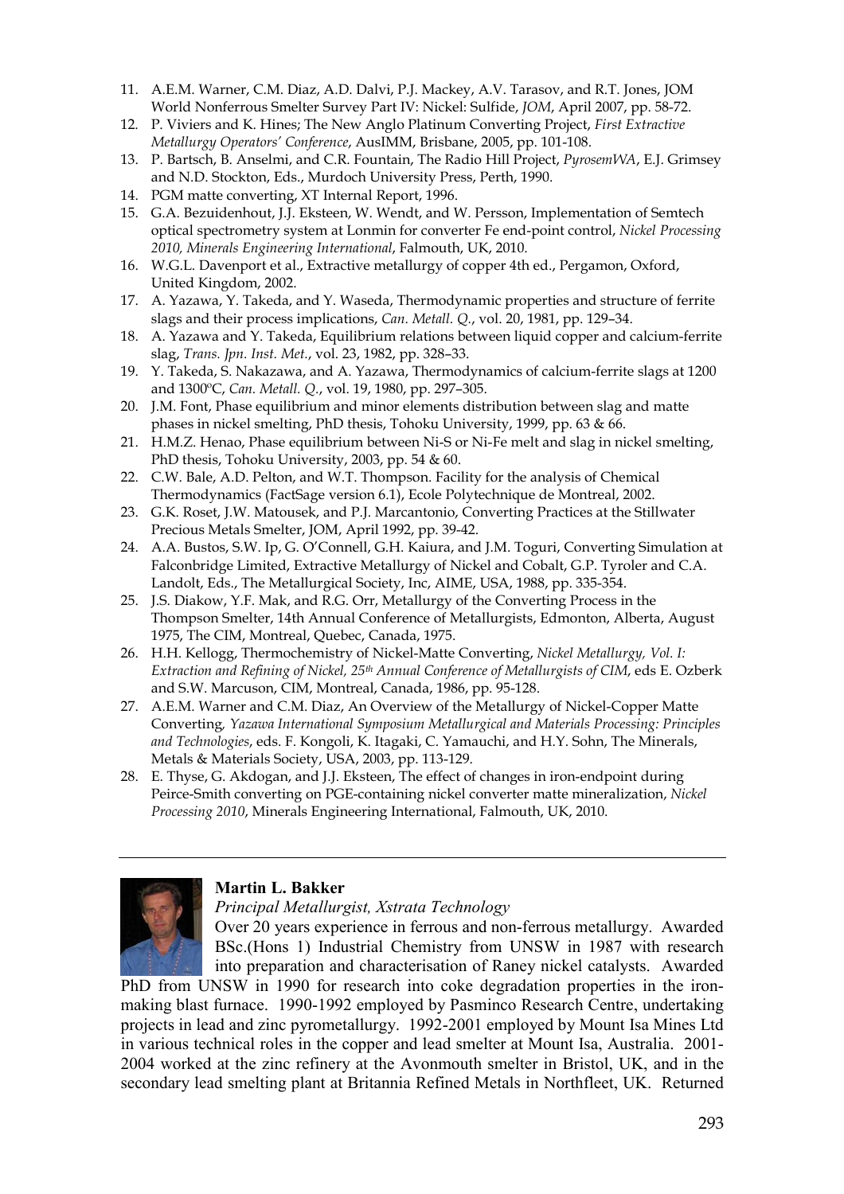11. A.E.M. Warner, C.M. Diaz, A.D. Dalvi, P.J. Mackey, A.V. Tarasov, and R.T. Jones, JOM World Nonferrous Smelter Survey Part IV: Nickel: Sulfide, *JOM*, April 2007, pp. 58-72.
12. P. Viviers and K. Hines; The New Anglo Platinum Converting Project, *First Extractive Metallurgy Operators' Conference*, AusIMM, Brisbane, 2005, pp. 101-108.
13. P. Bartsch, B. Anselmi, and C.R. Fountain, The Radio Hill Project, *PyrosemWA*, E.J. Grimsey and N.D. Stockton, Eds., Murdoch University Press, Perth, 1990.
14. PGM matte converting, XT Internal Report, 1996.
15. G.A. Bezuidenhout, J.J. Eksteen, W. Wendt, and W. Persson, Implementation of Semtech optical spectrometry system at Lonmin for converter Fe end-point control, *Nickel Processing 2010, Minerals Engineering International*, Falmouth, UK, 2010.
16. W.G.L. Davenport et al., Extractive metallurgy of copper 4th ed., Pergamon, Oxford, United Kingdom, 2002.
17. A. Yazawa, Y. Takeda, and Y. Waseda, Thermodynamic properties and structure of ferrite slags and their process implications, *Can. Metall. Q.*, vol. 20, 1981, pp. 129–34.
18. A. Yazawa and Y. Takeda, Equilibrium relations between liquid copper and calcium-ferrite slag, *Trans. Jpn. Inst. Met.*, vol. 23, 1982, pp. 328–33.
19. Y. Takeda, S. Nakazawa, and A. Yazawa, Thermodynamics of calcium-ferrite slags at 1200 and 1300ºC, *Can. Metall. Q.*, vol. 19, 1980, pp. 297–305.
20. J.M. Font, Phase equilibrium and minor elements distribution between slag and matte phases in nickel smelting, PhD thesis, Tohoku University, 1999, pp. 63 & 66.
21. H.M.Z. Henao, Phase equilibrium between Ni-S or Ni-Fe melt and slag in nickel smelting, PhD thesis, Tohoku University, 2003, pp. 54 & 60.
22. C.W. Bale, A.D. Pelton, and W.T. Thompson. Facility for the analysis of Chemical Thermodynamics (FactSage version 6.1), Ecole Polytechnique de Montreal, 2002.
23. G.K. Roset, J.W. Matousek, and P.J. Marcantonio, Converting Practices at the Stillwater Precious Metals Smelter, JOM, April 1992, pp. 39-42.
24. A.A. Bustos, S.W. Ip, G. O'Connell, G.H. Kaiura, and J.M. Toguri, Converting Simulation at Falconbridge Limited, Extractive Metallurgy of Nickel and Cobalt, G.P. Tyroler and C.A. Landolt, Eds., The Metallurgical Society, Inc, AIME, USA, 1988, pp. 335-354.
25. J.S. Diakow, Y.F. Mak, and R.G. Orr, Metallurgy of the Converting Process in the Thompson Smelter, 14th Annual Conference of Metallurgists, Edmonton, Alberta, August 1975, The CIM, Montreal, Quebec, Canada, 1975.
26. H.H. Kellogg, Thermochemistry of Nickel-Matte Converting, *Nickel Metallurgy, Vol. I: Extraction and Refining of Nickel, 25th Annual Conference of Metallurgists of CIM*, eds E. Ozberk and S.W. Marcuson, CIM, Montreal, Canada, 1986, pp. 95-128.
27. A.E.M. Warner and C.M. Diaz, An Overview of the Metallurgy of Nickel-Copper Matte Converting, *Yazawa International Symposium Metallurgical and Materials Processing: Principles and Technologies*, eds. F. Kongoli, K. Itagaki, C. Yamauchi, and H.Y. Sohn, The Minerals, Metals & Materials Society, USA, 2003, pp. 113-129.
28. E. Thyse, G. Akdogan, and J.J. Eksteen, The effect of changes in iron-endpoint during Peirce-Smith converting on PGE-containing nickel converter matte mineralization, *Nickel Processing 2010*, Minerals Engineering International, Falmouth, UK, 2010.

---

**Martin L. Bakker**

*Principal Metallurgist, Xstrata Technology*

Over 20 years experience in ferrous and non-ferrous metallurgy. Awarded BSc.(Hons 1) Industrial Chemistry from UNSW in 1987 with research into preparation and characterisation of Raney nickel catalysts. Awarded PhD from UNSW in 1990 for research into coke degradation properties in the iron-making blast furnace. 1990-1992 employed by Pasminco Research Centre, undertaking projects in lead and zinc pyrometallurgy. 1992-2001 employed by Mount Isa Mines Ltd in various technical roles in the copper and lead smelter at Mount Isa, Australia. 2001-2004 worked at the zinc refinery at the Avonmouth smelter in Bristol, UK, and in the secondary lead smelting plant at Britannia Refined Metals in Northfleet, UK. Returned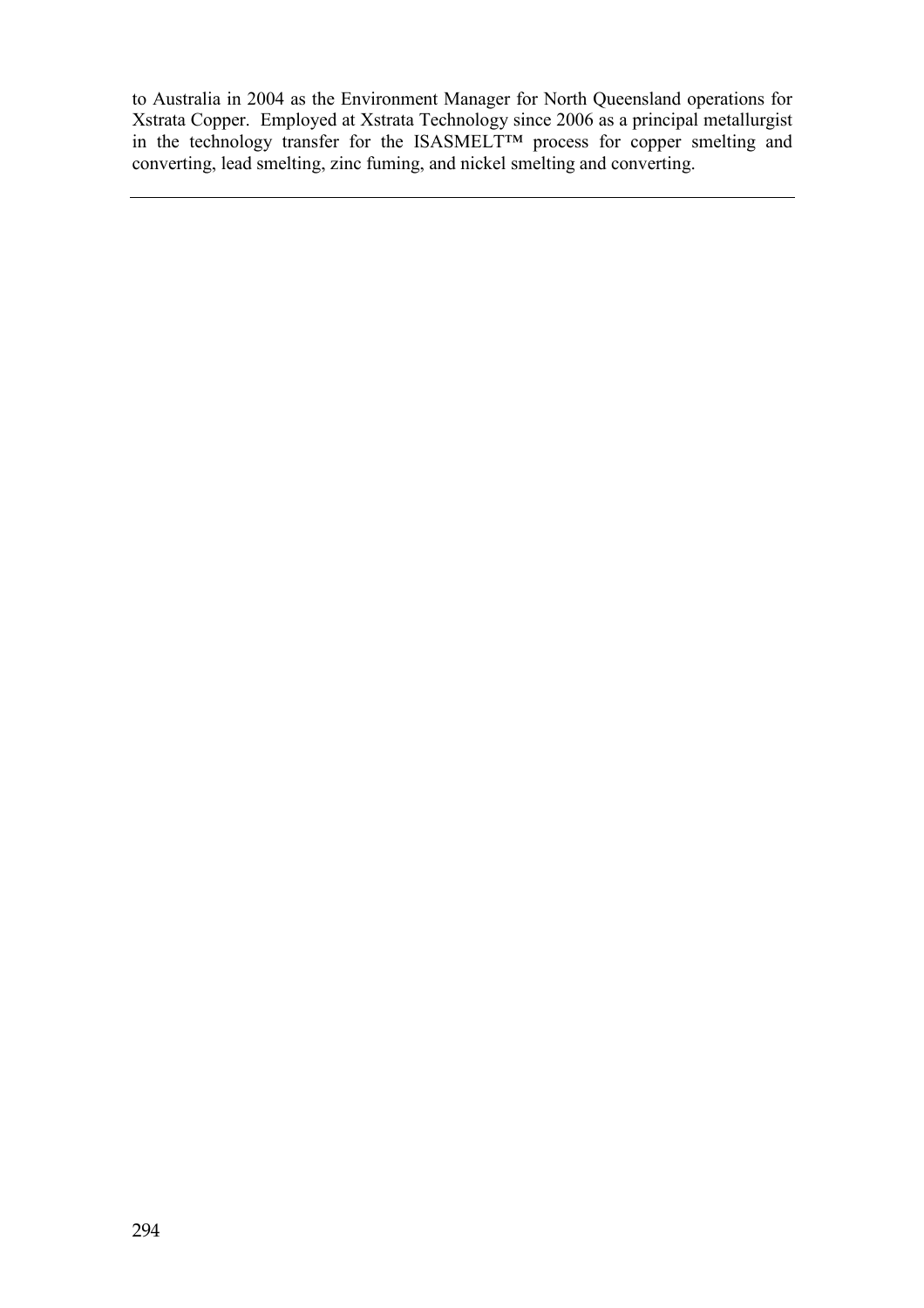to Australia in 2004 as the Environment Manager for North Queensland operations for Xstrata Copper. Employed at Xstrata Technology since 2006 as a principal metallurgist in the technology transfer for the ISASMELT™ process for copper smelting and converting, lead smelting, zinc fuming, and nickel smelting and converting.

---